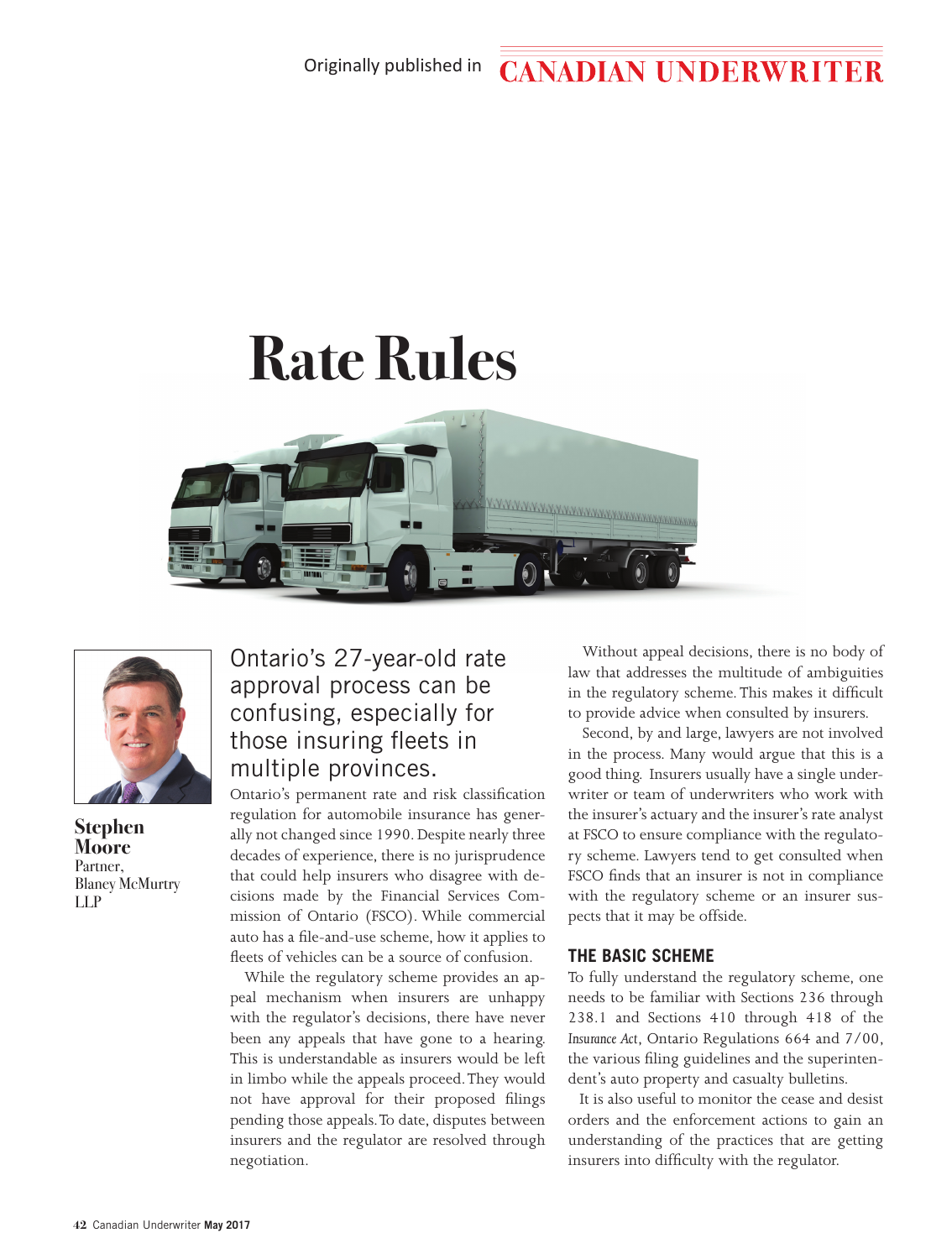Originally published in CANADIAN UNDERWRITER

# Rate Rules

**Stephen Moore**
Partner,
Blaney McMurtry LLP

## Ontario's 27-year-old rate approval process can be confusing, especially for those insuring fleets in multiple provinces.

Ontario's permanent rate and risk classification regulation for automobile insurance has generally not changed since 1990. Despite nearly three decades of experience, there is no jurisprudence that could help insurers who disagree with decisions made by the Financial Services Commission of Ontario (FSCO). While commercial auto has a file-and-use scheme, how it applies to fleets of vehicles can be a source of confusion.

While the regulatory scheme provides an appeal mechanism when insurers are unhappy with the regulator's decisions, there have never been any appeals that have gone to a hearing. This is understandable as insurers would be left in limbo while the appeals proceed. They would not have approval for their proposed filings pending those appeals. To date, disputes between insurers and the regulator are resolved through negotiation.

Without appeal decisions, there is no body of law that addresses the multitude of ambiguities in the regulatory scheme. This makes it difficult to provide advice when consulted by insurers.

Second, by and large, lawyers are not involved in the process. Many would argue that this is a good thing. Insurers usually have a single underwriter or team of underwriters who work with the insurer's actuary and the insurer's rate analyst at FSCO to ensure compliance with the regulatory scheme. Lawyers tend to get consulted when FSCO finds that an insurer is not in compliance with the regulatory scheme or an insurer suspects that it may be offside.

### THE BASIC SCHEME

To fully understand the regulatory scheme, one needs to be familiar with Sections 236 through 238.1 and Sections 410 through 418 of the *Insurance Act*, Ontario Regulations 664 and 7/00, the various filing guidelines and the superintendent's auto property and casualty bulletins.

It is also useful to monitor the cease and desist orders and the enforcement actions to gain an understanding of the practices that are getting insurers into difficulty with the regulator.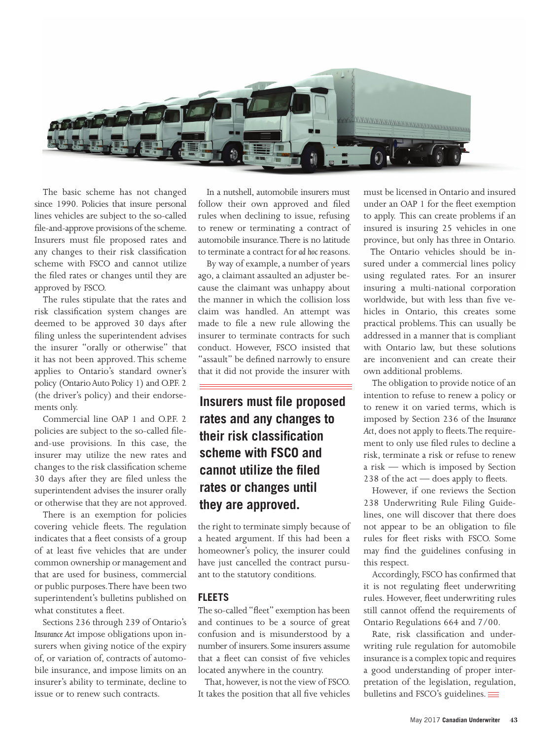The basic scheme has not changed since 1990. Policies that insure personal lines vehicles are subject to the so-called file-and-approve provisions of the scheme. Insurers must file proposed rates and any changes to their risk classification scheme with FSCO and cannot utilize the filed rates or changes until they are approved by FSCO.

The rules stipulate that the rates and risk classification system changes are deemed to be approved 30 days after filing unless the superintendent advises the insurer "orally or otherwise" that it has not been approved. This scheme applies to Ontario's standard owner's policy (Ontario Auto Policy 1) and O.P.F. 2 (the driver's policy) and their endorsements only.

Commercial line OAP 1 and O.P.F. 2 policies are subject to the so-called file-and-use provisions. In this case, the insurer may utilize the new rates and changes to the risk classification scheme 30 days after they are filed unless the superintendent advises the insurer orally or otherwise that they are not approved.

There is an exemption for policies covering vehicle fleets. The regulation indicates that a fleet consists of a group of at least five vehicles that are under common ownership or management and that are used for business, commercial or public purposes. There have been two superintendent's bulletins published on what constitutes a fleet.

Sections 236 through 239 of Ontario's *Insurance Act* impose obligations upon insurers when giving notice of the expiry of, or variation of, contracts of automobile insurance, and impose limits on an insurer's ability to terminate, decline to issue or to renew such contracts.

In a nutshell, automobile insurers must follow their own approved and filed rules when declining to issue, refusing to renew or terminating a contract of automobile insurance. There is no latitude to terminate a contract for *ad hoc* reasons.

By way of example, a number of years ago, a claimant assaulted an adjuster because the claimant was unhappy about the manner in which the collision loss claim was handled. An attempt was made to file a new rule allowing the insurer to terminate contracts for such conduct. However, FSCO insisted that "assault" be defined narrowly to ensure that it did not provide the insurer with the right to terminate simply because of a heated argument. If this had been a homeowner's policy, the insurer could have just cancelled the contract pursuant to the statutory conditions.

**Insurers must file proposed rates and any changes to their risk classification scheme with FSCO and cannot utilize the filed rates or changes until they are approved.**

## FLEETS

The so-called "fleet" exemption has been and continues to be a source of great confusion and is misunderstood by a number of insurers. Some insurers assume that a fleet can consist of five vehicles located anywhere in the country.

That, however, is not the view of FSCO. It takes the position that all five vehicles must be licensed in Ontario and insured under an OAP 1 for the fleet exemption to apply. This can create problems if an insured is insuring 25 vehicles in one province, but only has three in Ontario.

The Ontario vehicles should be insured under a commercial lines policy using regulated rates. For an insurer insuring a multi-national corporation worldwide, but with less than five vehicles in Ontario, this creates some practical problems. This can usually be addressed in a manner that is compliant with Ontario law, but these solutions are inconvenient and can create their own additional problems.

The obligation to provide notice of an intention to refuse to renew a policy or to renew it on varied terms, which is imposed by Section 236 of the *Insurance Act*, does not apply to fleets. The requirement to only use filed rules to decline a risk, terminate a risk or refuse to renew a risk — which is imposed by Section 238 of the act — does apply to fleets.

However, if one reviews the Section 238 Underwriting Rule Filing Guidelines, one will discover that there does not appear to be an obligation to file rules for fleet risks with FSCO. Some may find the guidelines confusing in this respect.

Accordingly, FSCO has confirmed that it is not regulating fleet underwriting rules. However, fleet underwriting rules still cannot offend the requirements of Ontario Regulations 664 and 7/00.

Rate, risk classification and underwriting rule regulation for automobile insurance is a complex topic and requires a good understanding of proper interpretation of the legislation, regulation, bulletins and FSCO's guidelines.